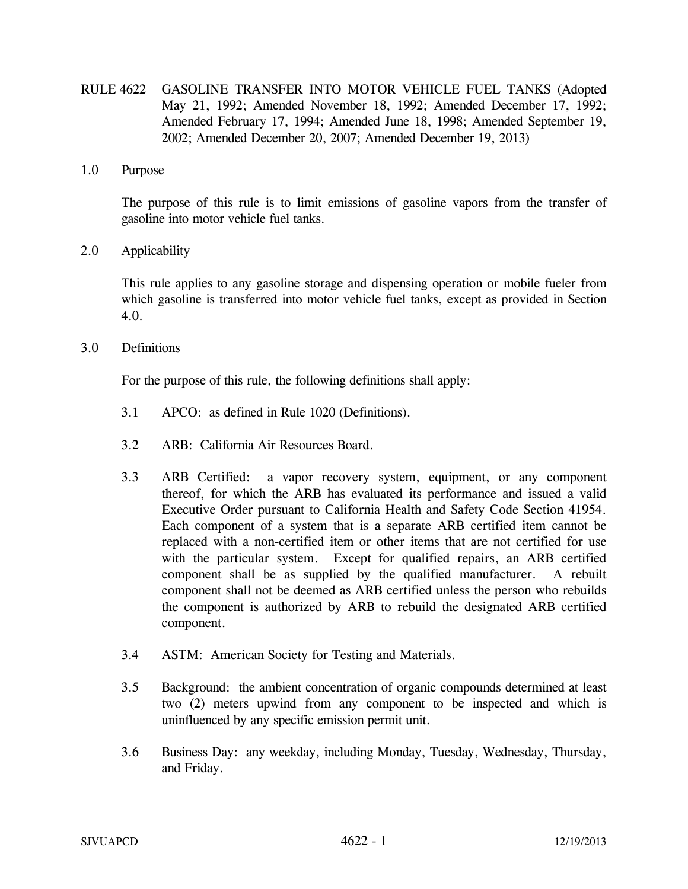# RULE 4622 GASOLINE TRANSFER INTO MOTOR VEHICLE FUEL TANKS (Adopted May 21, 1992; Amended November 18, 1992; Amended December 17, 1992; Amended February 17, 1994; Amended June 18, 1998; Amended September 19, 2002; Amended December 20, 2007; Amended December 19, 2013)

## 1.0 Purpose

The purpose of this rule is to limit emissions of gasoline vapors from the transfer of gasoline into motor vehicle fuel tanks.

## 2.0 Applicability

This rule applies to any gasoline storage and dispensing operation or mobile fueler from which gasoline is transferred into motor vehicle fuel tanks, except as provided in Section 4.0.

## 3.0 Definitions

For the purpose of this rule, the following definitions shall apply:

3.1 APCO: as defined in Rule 1020 (Definitions).

3.2 ARB: California Air Resources Board.

3.3 ARB Certified: a vapor recovery system, equipment, or any component thereof, for which the ARB has evaluated its performance and issued a valid Executive Order pursuant to California Health and Safety Code Section 41954. Each component of a system that is a separate ARB certified item cannot be replaced with a non-certified item or other items that are not certified for use with the particular system. Except for qualified repairs, an ARB certified component shall be as supplied by the qualified manufacturer. A rebuilt component shall not be deemed as ARB certified unless the person who rebuilds the component is authorized by ARB to rebuild the designated ARB certified component.

3.4 ASTM: American Society for Testing and Materials.

3.5 Background: the ambient concentration of organic compounds determined at least two (2) meters upwind from any component to be inspected and which is uninfluenced by any specific emission permit unit.

3.6 Business Day: any weekday, including Monday, Tuesday, Wednesday, Thursday, and Friday.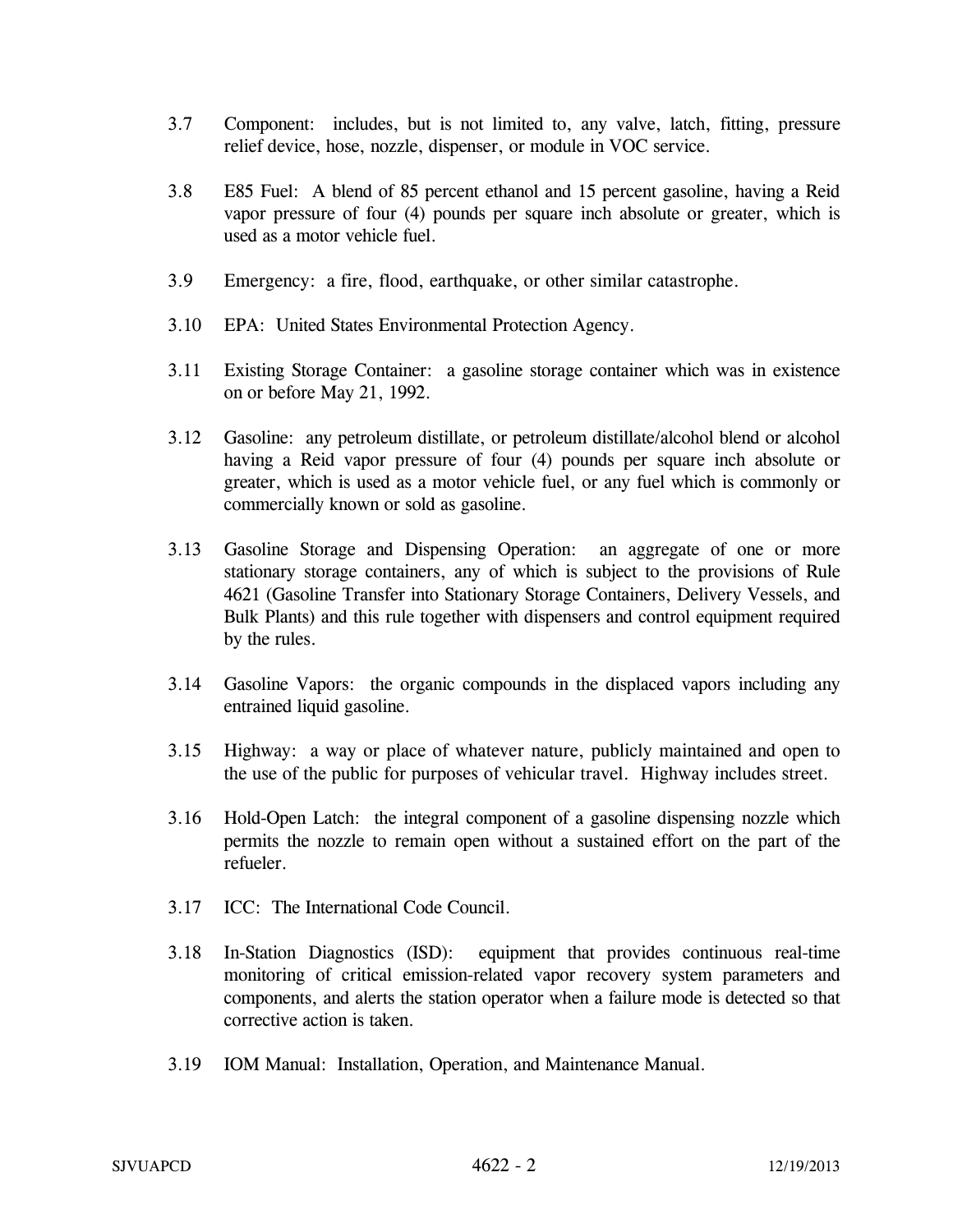3.7 Component: includes, but is not limited to, any valve, latch, fitting, pressure relief device, hose, nozzle, dispenser, or module in VOC service.

3.8 E85 Fuel: A blend of 85 percent ethanol and 15 percent gasoline, having a Reid vapor pressure of four (4) pounds per square inch absolute or greater, which is used as a motor vehicle fuel.

3.9 Emergency: a fire, flood, earthquake, or other similar catastrophe.

3.10 EPA: United States Environmental Protection Agency.

3.11 Existing Storage Container: a gasoline storage container which was in existence on or before May 21, 1992.

3.12 Gasoline: any petroleum distillate, or petroleum distillate/alcohol blend or alcohol having a Reid vapor pressure of four (4) pounds per square inch absolute or greater, which is used as a motor vehicle fuel, or any fuel which is commonly or commercially known or sold as gasoline.

3.13 Gasoline Storage and Dispensing Operation: an aggregate of one or more stationary storage containers, any of which is subject to the provisions of Rule 4621 (Gasoline Transfer into Stationary Storage Containers, Delivery Vessels, and Bulk Plants) and this rule together with dispensers and control equipment required by the rules.

3.14 Gasoline Vapors: the organic compounds in the displaced vapors including any entrained liquid gasoline.

3.15 Highway: a way or place of whatever nature, publicly maintained and open to the use of the public for purposes of vehicular travel. Highway includes street.

3.16 Hold-Open Latch: the integral component of a gasoline dispensing nozzle which permits the nozzle to remain open without a sustained effort on the part of the refueler.

3.17 ICC: The International Code Council.

3.18 In-Station Diagnostics (ISD): equipment that provides continuous real-time monitoring of critical emission-related vapor recovery system parameters and components, and alerts the station operator when a failure mode is detected so that corrective action is taken.

3.19 IOM Manual: Installation, Operation, and Maintenance Manual.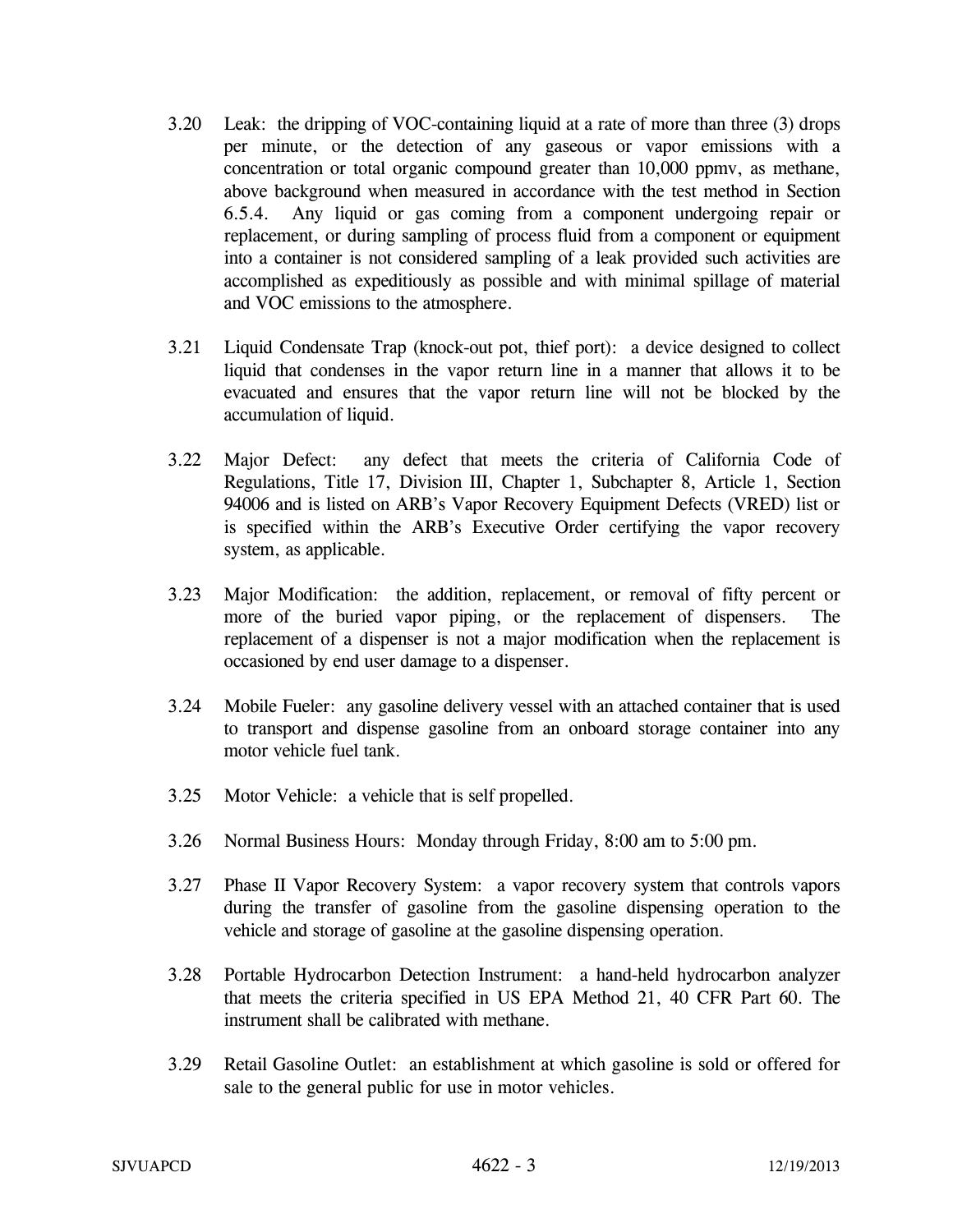3.20 Leak: the dripping of VOC-containing liquid at a rate of more than three (3) drops per minute, or the detection of any gaseous or vapor emissions with a concentration or total organic compound greater than 10,000 ppmv, as methane, above background when measured in accordance with the test method in Section 6.5.4. Any liquid or gas coming from a component undergoing repair or replacement, or during sampling of process fluid from a component or equipment into a container is not considered sampling of a leak provided such activities are accomplished as expeditiously as possible and with minimal spillage of material and VOC emissions to the atmosphere.

3.21 Liquid Condensate Trap (knock-out pot, thief port): a device designed to collect liquid that condenses in the vapor return line in a manner that allows it to be evacuated and ensures that the vapor return line will not be blocked by the accumulation of liquid.

3.22 Major Defect: any defect that meets the criteria of California Code of Regulations, Title 17, Division III, Chapter 1, Subchapter 8, Article 1, Section 94006 and is listed on ARB's Vapor Recovery Equipment Defects (VRED) list or is specified within the ARB's Executive Order certifying the vapor recovery system, as applicable.

3.23 Major Modification: the addition, replacement, or removal of fifty percent or more of the buried vapor piping, or the replacement of dispensers. The replacement of a dispenser is not a major modification when the replacement is occasioned by end user damage to a dispenser.

3.24 Mobile Fueler: any gasoline delivery vessel with an attached container that is used to transport and dispense gasoline from an onboard storage container into any motor vehicle fuel tank.

3.25 Motor Vehicle: a vehicle that is self propelled.

3.26 Normal Business Hours: Monday through Friday, 8:00 am to 5:00 pm.

3.27 Phase II Vapor Recovery System: a vapor recovery system that controls vapors during the transfer of gasoline from the gasoline dispensing operation to the vehicle and storage of gasoline at the gasoline dispensing operation.

3.28 Portable Hydrocarbon Detection Instrument: a hand-held hydrocarbon analyzer that meets the criteria specified in US EPA Method 21, 40 CFR Part 60. The instrument shall be calibrated with methane.

3.29 Retail Gasoline Outlet: an establishment at which gasoline is sold or offered for sale to the general public for use in motor vehicles.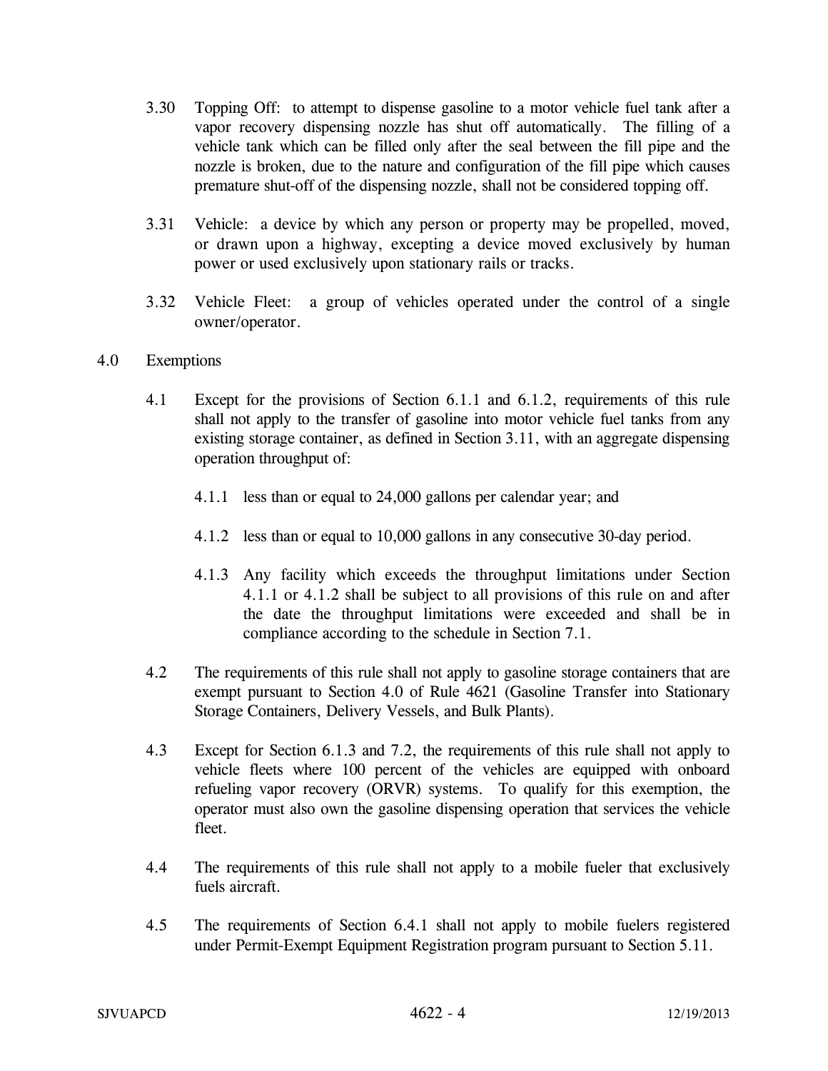3.30 Topping Off: to attempt to dispense gasoline to a motor vehicle fuel tank after a vapor recovery dispensing nozzle has shut off automatically. The filling of a vehicle tank which can be filled only after the seal between the fill pipe and the nozzle is broken, due to the nature and configuration of the fill pipe which causes premature shut-off of the dispensing nozzle, shall not be considered topping off.

3.31 Vehicle: a device by which any person or property may be propelled, moved, or drawn upon a highway, excepting a device moved exclusively by human power or used exclusively upon stationary rails or tracks.

3.32 Vehicle Fleet: a group of vehicles operated under the control of a single owner/operator.

## 4.0 Exemptions

4.1 Except for the provisions of Section 6.1.1 and 6.1.2, requirements of this rule shall not apply to the transfer of gasoline into motor vehicle fuel tanks from any existing storage container, as defined in Section 3.11, with an aggregate dispensing operation throughput of:

4.1.1 less than or equal to 24,000 gallons per calendar year; and

4.1.2 less than or equal to 10,000 gallons in any consecutive 30-day period.

4.1.3 Any facility which exceeds the throughput limitations under Section 4.1.1 or 4.1.2 shall be subject to all provisions of this rule on and after the date the throughput limitations were exceeded and shall be in compliance according to the schedule in Section 7.1.

4.2 The requirements of this rule shall not apply to gasoline storage containers that are exempt pursuant to Section 4.0 of Rule 4621 (Gasoline Transfer into Stationary Storage Containers, Delivery Vessels, and Bulk Plants).

4.3 Except for Section 6.1.3 and 7.2, the requirements of this rule shall not apply to vehicle fleets where 100 percent of the vehicles are equipped with onboard refueling vapor recovery (ORVR) systems. To qualify for this exemption, the operator must also own the gasoline dispensing operation that services the vehicle fleet.

4.4 The requirements of this rule shall not apply to a mobile fueler that exclusively fuels aircraft.

4.5 The requirements of Section 6.4.1 shall not apply to mobile fuelers registered under Permit-Exempt Equipment Registration program pursuant to Section 5.11.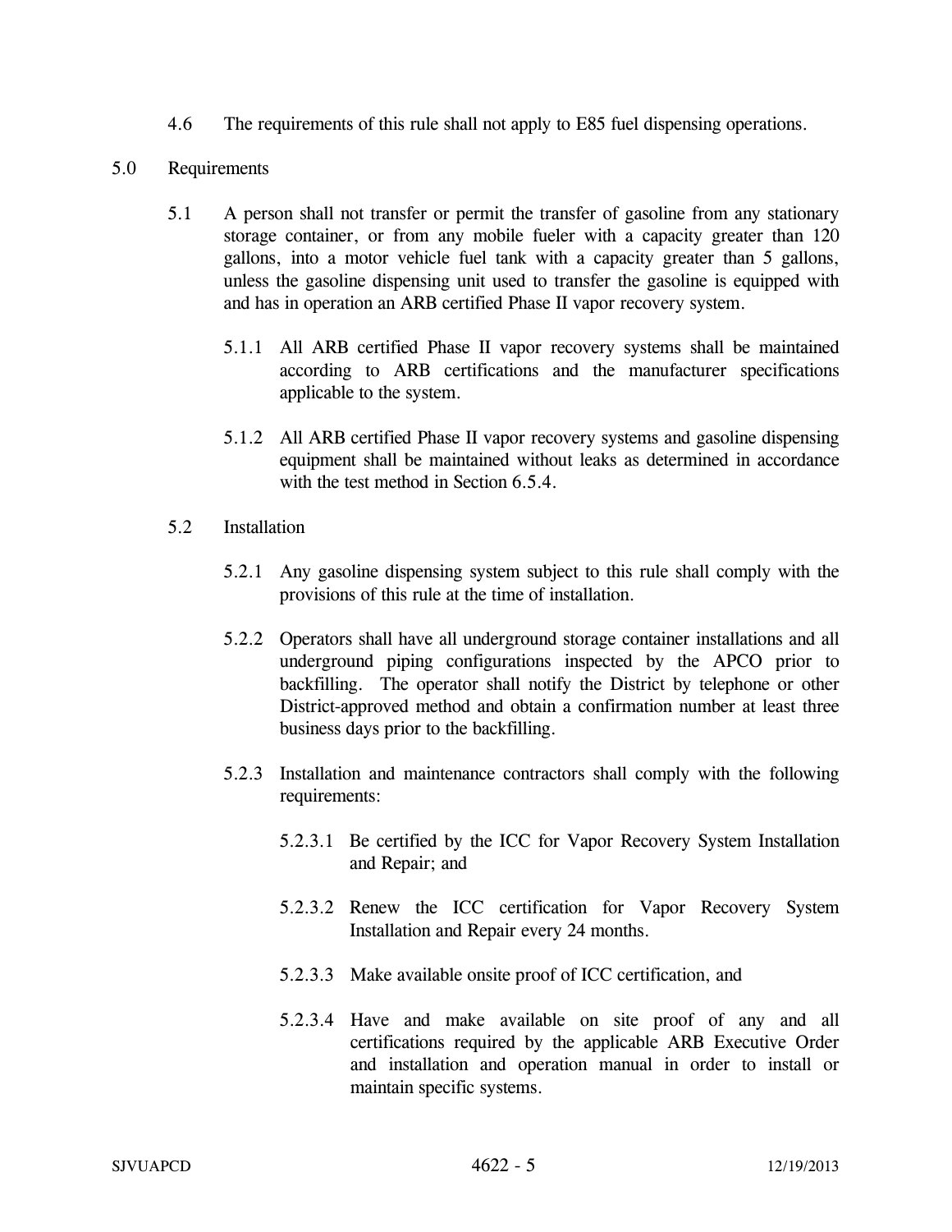4.6 The requirements of this rule shall not apply to E85 fuel dispensing operations.

## 5.0 Requirements

5.1 A person shall not transfer or permit the transfer of gasoline from any stationary storage container, or from any mobile fueler with a capacity greater than 120 gallons, into a motor vehicle fuel tank with a capacity greater than 5 gallons, unless the gasoline dispensing unit used to transfer the gasoline is equipped with and has in operation an ARB certified Phase II vapor recovery system.

5.1.1 All ARB certified Phase II vapor recovery systems shall be maintained according to ARB certifications and the manufacturer specifications applicable to the system.

5.1.2 All ARB certified Phase II vapor recovery systems and gasoline dispensing equipment shall be maintained without leaks as determined in accordance with the test method in Section 6.5.4.

5.2 Installation

5.2.1 Any gasoline dispensing system subject to this rule shall comply with the provisions of this rule at the time of installation.

5.2.2 Operators shall have all underground storage container installations and all underground piping configurations inspected by the APCO prior to backfilling. The operator shall notify the District by telephone or other District-approved method and obtain a confirmation number at least three business days prior to the backfilling.

5.2.3 Installation and maintenance contractors shall comply with the following requirements:

5.2.3.1 Be certified by the ICC for Vapor Recovery System Installation and Repair; and

5.2.3.2 Renew the ICC certification for Vapor Recovery System Installation and Repair every 24 months.

5.2.3.3 Make available onsite proof of ICC certification, and

5.2.3.4 Have and make available on site proof of any and all certifications required by the applicable ARB Executive Order and installation and operation manual in order to install or maintain specific systems.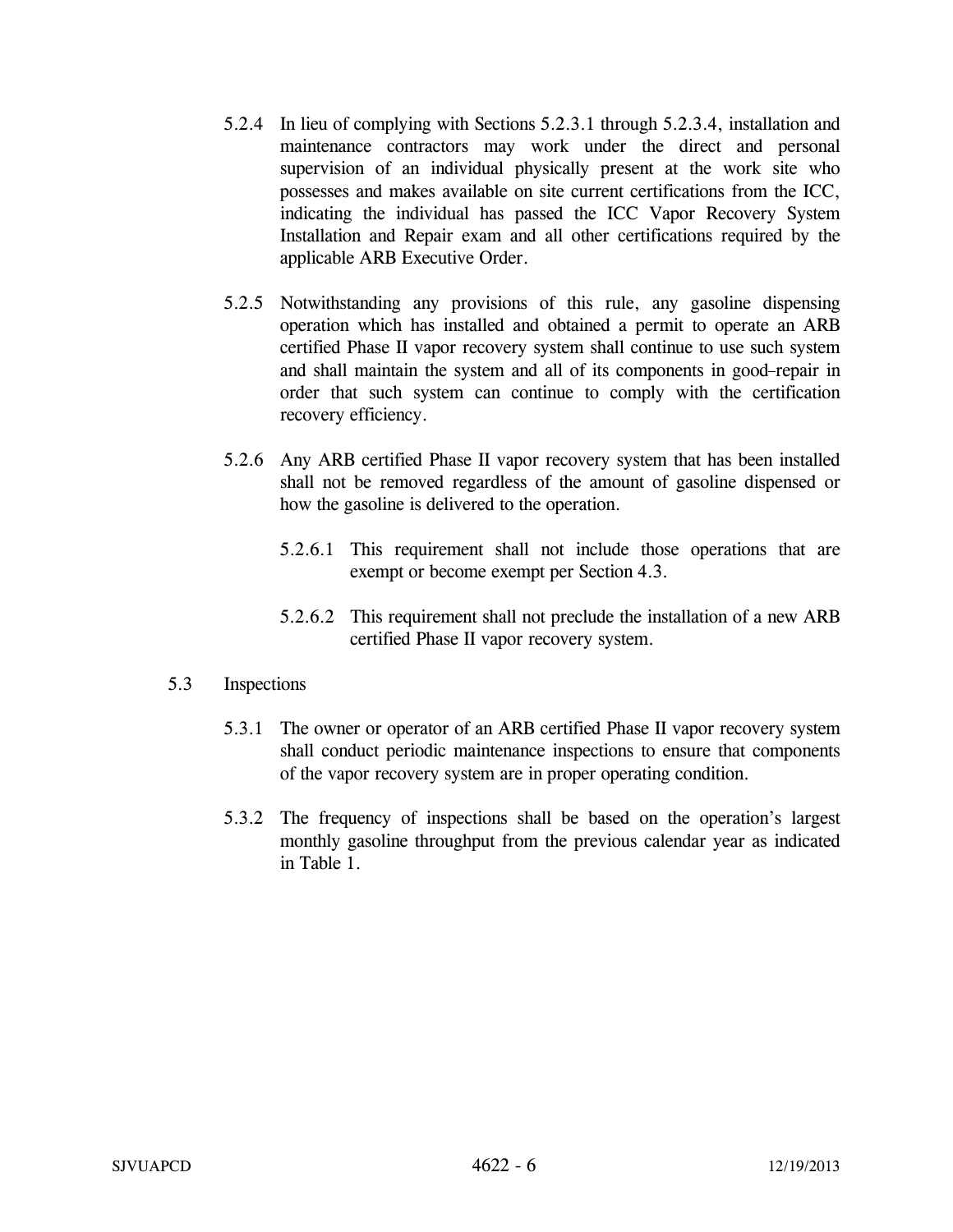5.2.4 In lieu of complying with Sections 5.2.3.1 through 5.2.3.4, installation and maintenance contractors may work under the direct and personal supervision of an individual physically present at the work site who possesses and makes available on site current certifications from the ICC, indicating the individual has passed the ICC Vapor Recovery System Installation and Repair exam and all other certifications required by the applicable ARB Executive Order.

5.2.5 Notwithstanding any provisions of this rule, any gasoline dispensing operation which has installed and obtained a permit to operate an ARB certified Phase II vapor recovery system shall continue to use such system and shall maintain the system and all of its components in good-repair in order that such system can continue to comply with the certification recovery efficiency.

5.2.6 Any ARB certified Phase II vapor recovery system that has been installed shall not be removed regardless of the amount of gasoline dispensed or how the gasoline is delivered to the operation.

5.2.6.1 This requirement shall not include those operations that are exempt or become exempt per Section 4.3.

5.2.6.2 This requirement shall not preclude the installation of a new ARB certified Phase II vapor recovery system.

5.3 Inspections

5.3.1 The owner or operator of an ARB certified Phase II vapor recovery system shall conduct periodic maintenance inspections to ensure that components of the vapor recovery system are in proper operating condition.

5.3.2 The frequency of inspections shall be based on the operation's largest monthly gasoline throughput from the previous calendar year as indicated in Table 1.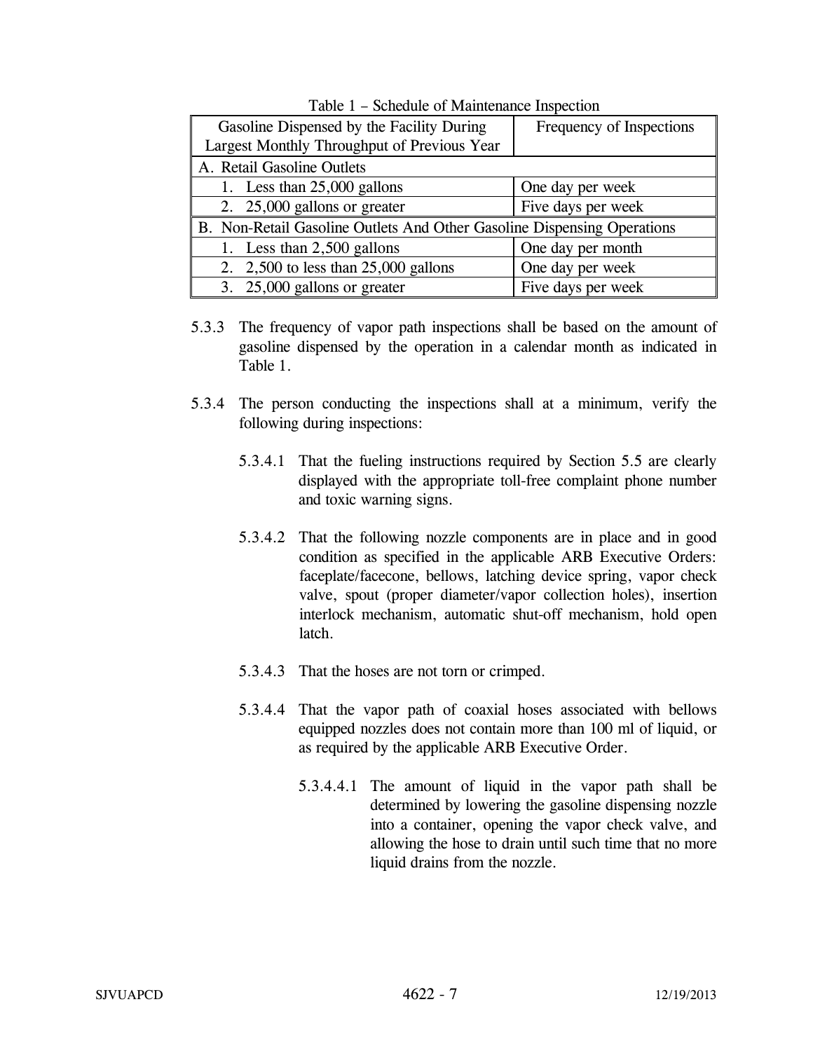Table 1 – Schedule of Maintenance Inspection

| Gasoline Dispensed by the Facility During Largest Monthly Throughput of Previous Year | Frequency of Inspections |
|---|---|
| A. Retail Gasoline Outlets | |
| 1. Less than 25,000 gallons | One day per week |
| 2. 25,000 gallons or greater | Five days per week |
| B. Non-Retail Gasoline Outlets And Other Gasoline Dispensing Operations | |
| 1. Less than 2,500 gallons | One day per month |
| 2. 2,500 to less than 25,000 gallons | One day per week |
| 3. 25,000 gallons or greater | Five days per week |

5.3.3 The frequency of vapor path inspections shall be based on the amount of gasoline dispensed by the operation in a calendar month as indicated in Table 1.

5.3.4 The person conducting the inspections shall at a minimum, verify the following during inspections:

5.3.4.1 That the fueling instructions required by Section 5.5 are clearly displayed with the appropriate toll-free complaint phone number and toxic warning signs.

5.3.4.2 That the following nozzle components are in place and in good condition as specified in the applicable ARB Executive Orders: faceplate/facecone, bellows, latching device spring, vapor check valve, spout (proper diameter/vapor collection holes), insertion interlock mechanism, automatic shut-off mechanism, hold open latch.

5.3.4.3 That the hoses are not torn or crimped.

5.3.4.4 That the vapor path of coaxial hoses associated with bellows equipped nozzles does not contain more than 100 ml of liquid, or as required by the applicable ARB Executive Order.

5.3.4.4.1 The amount of liquid in the vapor path shall be determined by lowering the gasoline dispensing nozzle into a container, opening the vapor check valve, and allowing the hose to drain until such time that no more liquid drains from the nozzle.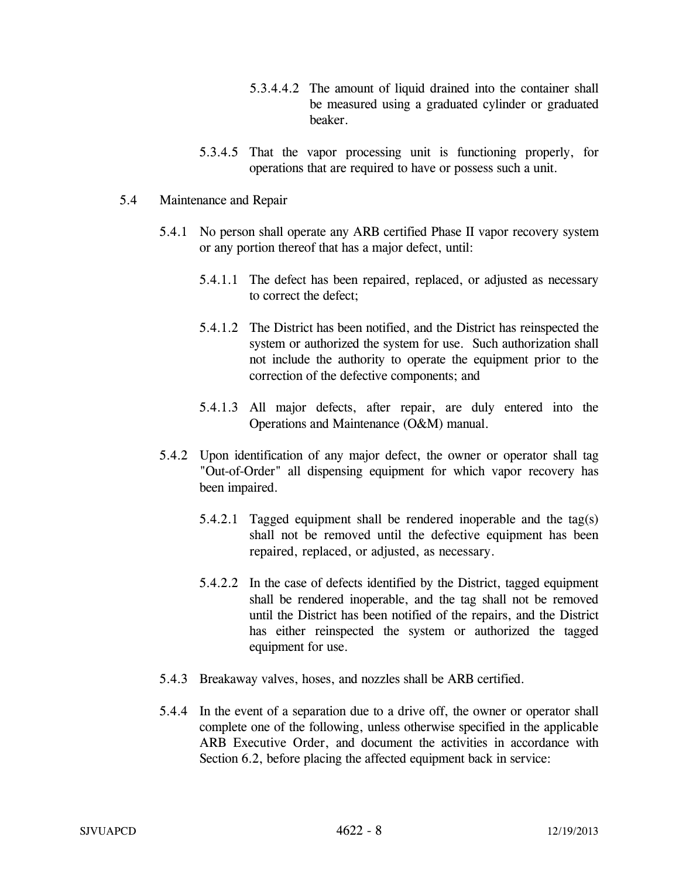5.3.4.4.2 The amount of liquid drained into the container shall be measured using a graduated cylinder or graduated beaker.

5.3.4.5 That the vapor processing unit is functioning properly, for operations that are required to have or possess such a unit.

5.4 Maintenance and Repair

5.4.1 No person shall operate any ARB certified Phase II vapor recovery system or any portion thereof that has a major defect, until:

5.4.1.1 The defect has been repaired, replaced, or adjusted as necessary to correct the defect;

5.4.1.2 The District has been notified, and the District has reinspected the system or authorized the system for use. Such authorization shall not include the authority to operate the equipment prior to the correction of the defective components; and

5.4.1.3 All major defects, after repair, are duly entered into the Operations and Maintenance (O&M) manual.

5.4.2 Upon identification of any major defect, the owner or operator shall tag "Out-of-Order" all dispensing equipment for which vapor recovery has been impaired.

5.4.2.1 Tagged equipment shall be rendered inoperable and the tag(s) shall not be removed until the defective equipment has been repaired, replaced, or adjusted, as necessary.

5.4.2.2 In the case of defects identified by the District, tagged equipment shall be rendered inoperable, and the tag shall not be removed until the District has been notified of the repairs, and the District has either reinspected the system or authorized the tagged equipment for use.

5.4.3 Breakaway valves, hoses, and nozzles shall be ARB certified.

5.4.4 In the event of a separation due to a drive off, the owner or operator shall complete one of the following, unless otherwise specified in the applicable ARB Executive Order, and document the activities in accordance with Section 6.2, before placing the affected equipment back in service: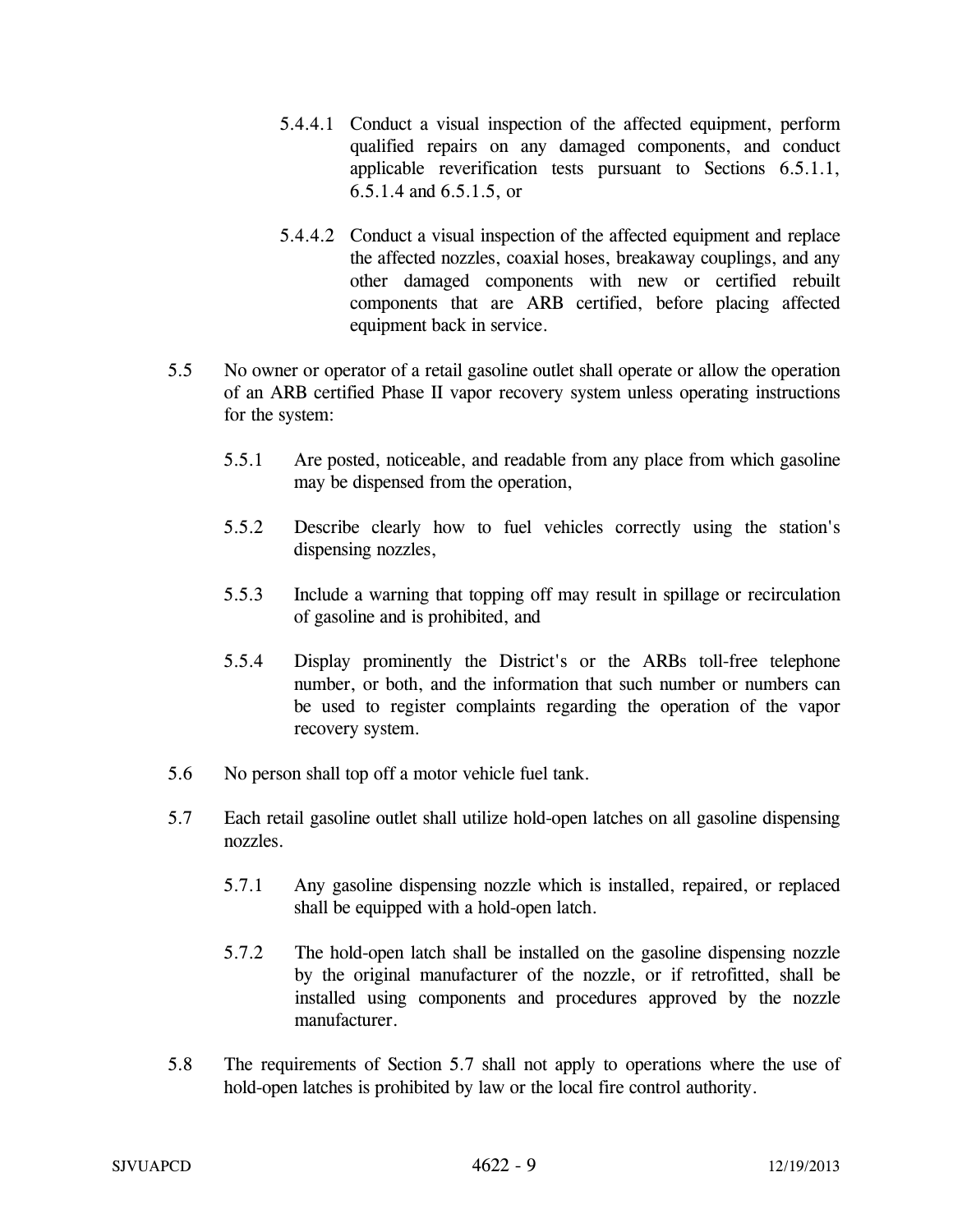5.4.4.1 Conduct a visual inspection of the affected equipment, perform qualified repairs on any damaged components, and conduct applicable reverification tests pursuant to Sections 6.5.1.1, 6.5.1.4 and 6.5.1.5, or

5.4.4.2 Conduct a visual inspection of the affected equipment and replace the affected nozzles, coaxial hoses, breakaway couplings, and any other damaged components with new or certified rebuilt components that are ARB certified, before placing affected equipment back in service.

5.5 No owner or operator of a retail gasoline outlet shall operate or allow the operation of an ARB certified Phase II vapor recovery system unless operating instructions for the system:

5.5.1 Are posted, noticeable, and readable from any place from which gasoline may be dispensed from the operation,

5.5.2 Describe clearly how to fuel vehicles correctly using the station's dispensing nozzles,

5.5.3 Include a warning that topping off may result in spillage or recirculation of gasoline and is prohibited, and

5.5.4 Display prominently the District's or the ARBs toll-free telephone number, or both, and the information that such number or numbers can be used to register complaints regarding the operation of the vapor recovery system.

5.6 No person shall top off a motor vehicle fuel tank.

5.7 Each retail gasoline outlet shall utilize hold-open latches on all gasoline dispensing nozzles.

5.7.1 Any gasoline dispensing nozzle which is installed, repaired, or replaced shall be equipped with a hold-open latch.

5.7.2 The hold-open latch shall be installed on the gasoline dispensing nozzle by the original manufacturer of the nozzle, or if retrofitted, shall be installed using components and procedures approved by the nozzle manufacturer.

5.8 The requirements of Section 5.7 shall not apply to operations where the use of hold-open latches is prohibited by law or the local fire control authority.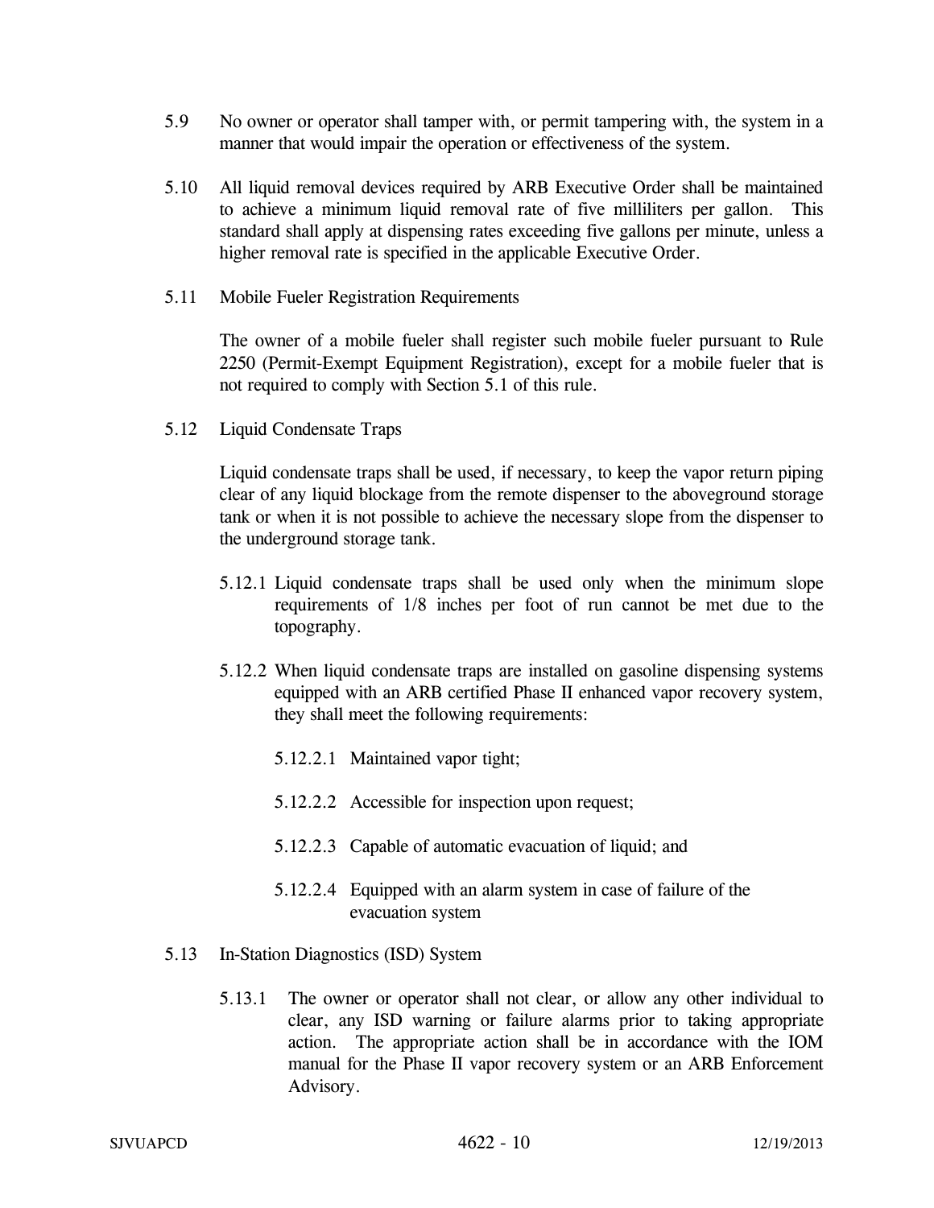5.9 No owner or operator shall tamper with, or permit tampering with, the system in a manner that would impair the operation or effectiveness of the system.

5.10 All liquid removal devices required by ARB Executive Order shall be maintained to achieve a minimum liquid removal rate of five milliliters per gallon. This standard shall apply at dispensing rates exceeding five gallons per minute, unless a higher removal rate is specified in the applicable Executive Order.

5.11 Mobile Fueler Registration Requirements

The owner of a mobile fueler shall register such mobile fueler pursuant to Rule 2250 (Permit-Exempt Equipment Registration), except for a mobile fueler that is not required to comply with Section 5.1 of this rule.

5.12 Liquid Condensate Traps

Liquid condensate traps shall be used, if necessary, to keep the vapor return piping clear of any liquid blockage from the remote dispenser to the aboveground storage tank or when it is not possible to achieve the necessary slope from the dispenser to the underground storage tank.

5.12.1 Liquid condensate traps shall be used only when the minimum slope requirements of 1/8 inches per foot of run cannot be met due to the topography.

5.12.2 When liquid condensate traps are installed on gasoline dispensing systems equipped with an ARB certified Phase II enhanced vapor recovery system, they shall meet the following requirements:

5.12.2.1 Maintained vapor tight;

5.12.2.2 Accessible for inspection upon request;

5.12.2.3 Capable of automatic evacuation of liquid; and

5.12.2.4 Equipped with an alarm system in case of failure of the evacuation system

5.13 In-Station Diagnostics (ISD) System

5.13.1 The owner or operator shall not clear, or allow any other individual to clear, any ISD warning or failure alarms prior to taking appropriate action. The appropriate action shall be in accordance with the IOM manual for the Phase II vapor recovery system or an ARB Enforcement Advisory.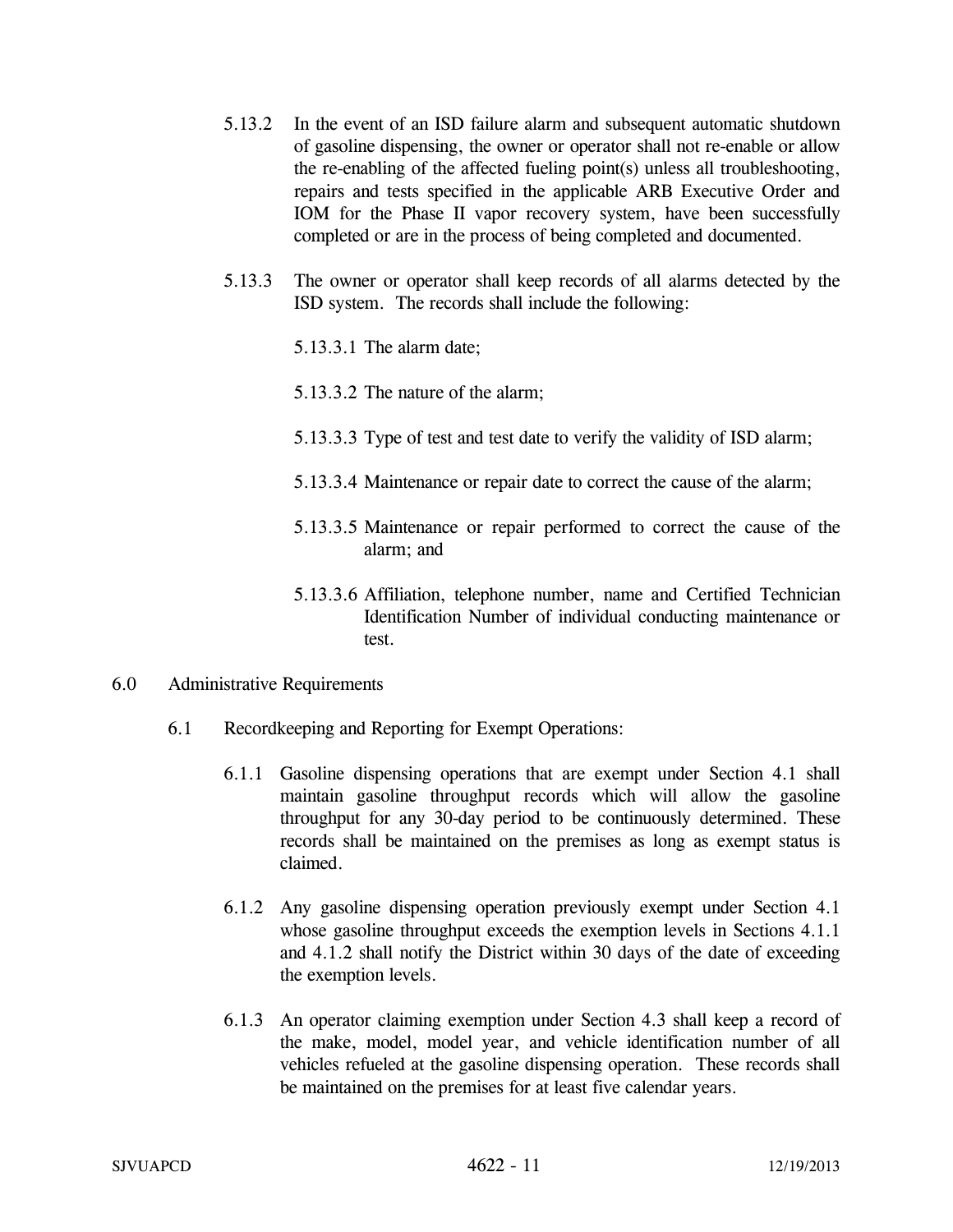5.13.2 In the event of an ISD failure alarm and subsequent automatic shutdown of gasoline dispensing, the owner or operator shall not re-enable or allow the re-enabling of the affected fueling point(s) unless all troubleshooting, repairs and tests specified in the applicable ARB Executive Order and IOM for the Phase II vapor recovery system, have been successfully completed or are in the process of being completed and documented.

5.13.3 The owner or operator shall keep records of all alarms detected by the ISD system. The records shall include the following:

5.13.3.1 The alarm date;

5.13.3.2 The nature of the alarm;

5.13.3.3 Type of test and test date to verify the validity of ISD alarm;

5.13.3.4 Maintenance or repair date to correct the cause of the alarm;

5.13.3.5 Maintenance or repair performed to correct the cause of the alarm; and

5.13.3.6 Affiliation, telephone number, name and Certified Technician Identification Number of individual conducting maintenance or test.

## 6.0 Administrative Requirements

### 6.1 Recordkeeping and Reporting for Exempt Operations:

6.1.1 Gasoline dispensing operations that are exempt under Section 4.1 shall maintain gasoline throughput records which will allow the gasoline throughput for any 30-day period to be continuously determined. These records shall be maintained on the premises as long as exempt status is claimed.

6.1.2 Any gasoline dispensing operation previously exempt under Section 4.1 whose gasoline throughput exceeds the exemption levels in Sections 4.1.1 and 4.1.2 shall notify the District within 30 days of the date of exceeding the exemption levels.

6.1.3 An operator claiming exemption under Section 4.3 shall keep a record of the make, model, model year, and vehicle identification number of all vehicles refueled at the gasoline dispensing operation. These records shall be maintained on the premises for at least five calendar years.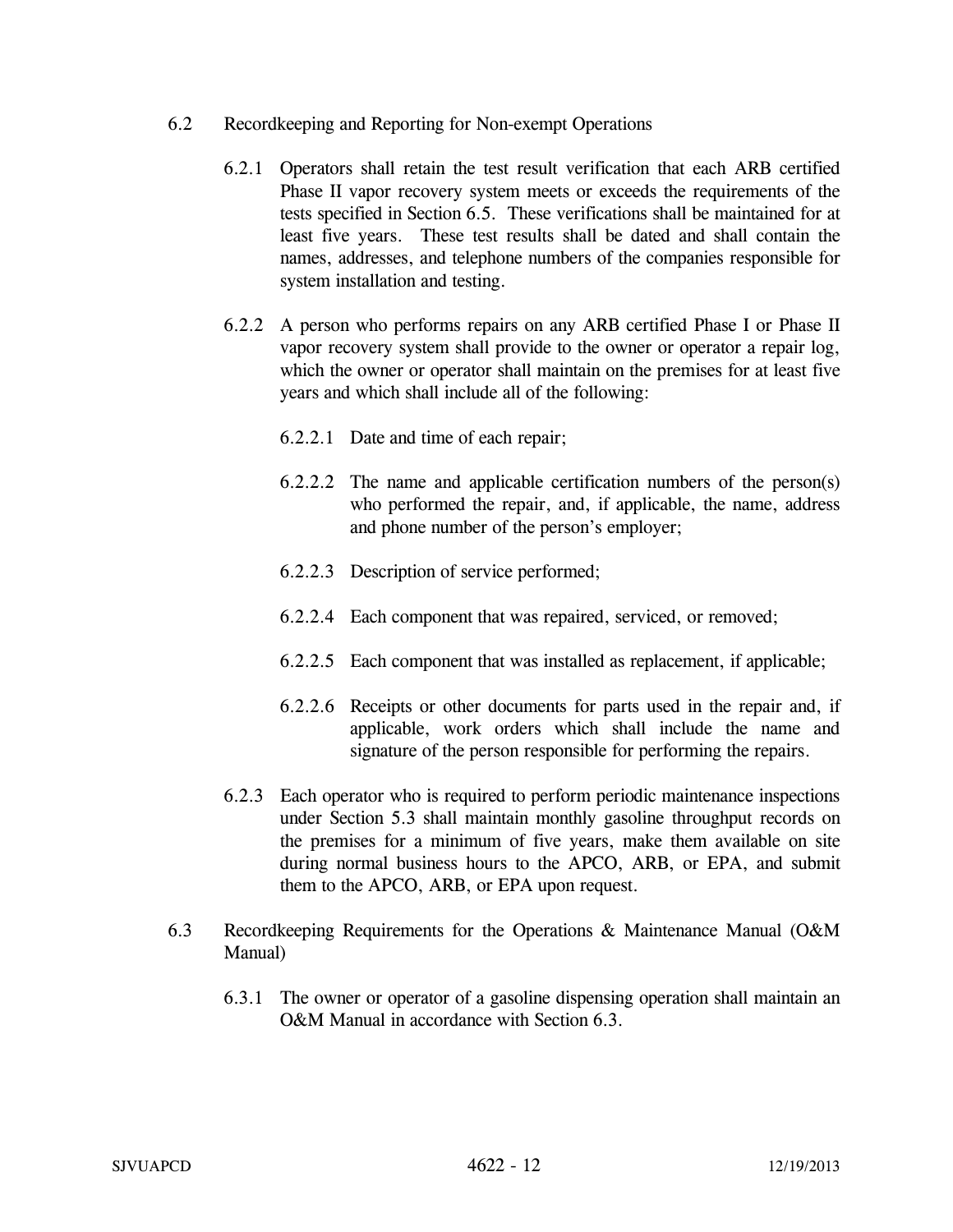## 6.2 Recordkeeping and Reporting for Non-exempt Operations

6.2.1 Operators shall retain the test result verification that each ARB certified Phase II vapor recovery system meets or exceeds the requirements of the tests specified in Section 6.5. These verifications shall be maintained for at least five years. These test results shall be dated and shall contain the names, addresses, and telephone numbers of the companies responsible for system installation and testing.

6.2.2 A person who performs repairs on any ARB certified Phase I or Phase II vapor recovery system shall provide to the owner or operator a repair log, which the owner or operator shall maintain on the premises for at least five years and which shall include all of the following:

6.2.2.1 Date and time of each repair;

6.2.2.2 The name and applicable certification numbers of the person(s) who performed the repair, and, if applicable, the name, address and phone number of the person's employer;

6.2.2.3 Description of service performed;

6.2.2.4 Each component that was repaired, serviced, or removed;

6.2.2.5 Each component that was installed as replacement, if applicable;

6.2.2.6 Receipts or other documents for parts used in the repair and, if applicable, work orders which shall include the name and signature of the person responsible for performing the repairs.

6.2.3 Each operator who is required to perform periodic maintenance inspections under Section 5.3 shall maintain monthly gasoline throughput records on the premises for a minimum of five years, make them available on site during normal business hours to the APCO, ARB, or EPA, and submit them to the APCO, ARB, or EPA upon request.

## 6.3 Recordkeeping Requirements for the Operations & Maintenance Manual (O&M Manual)

6.3.1 The owner or operator of a gasoline dispensing operation shall maintain an O&M Manual in accordance with Section 6.3.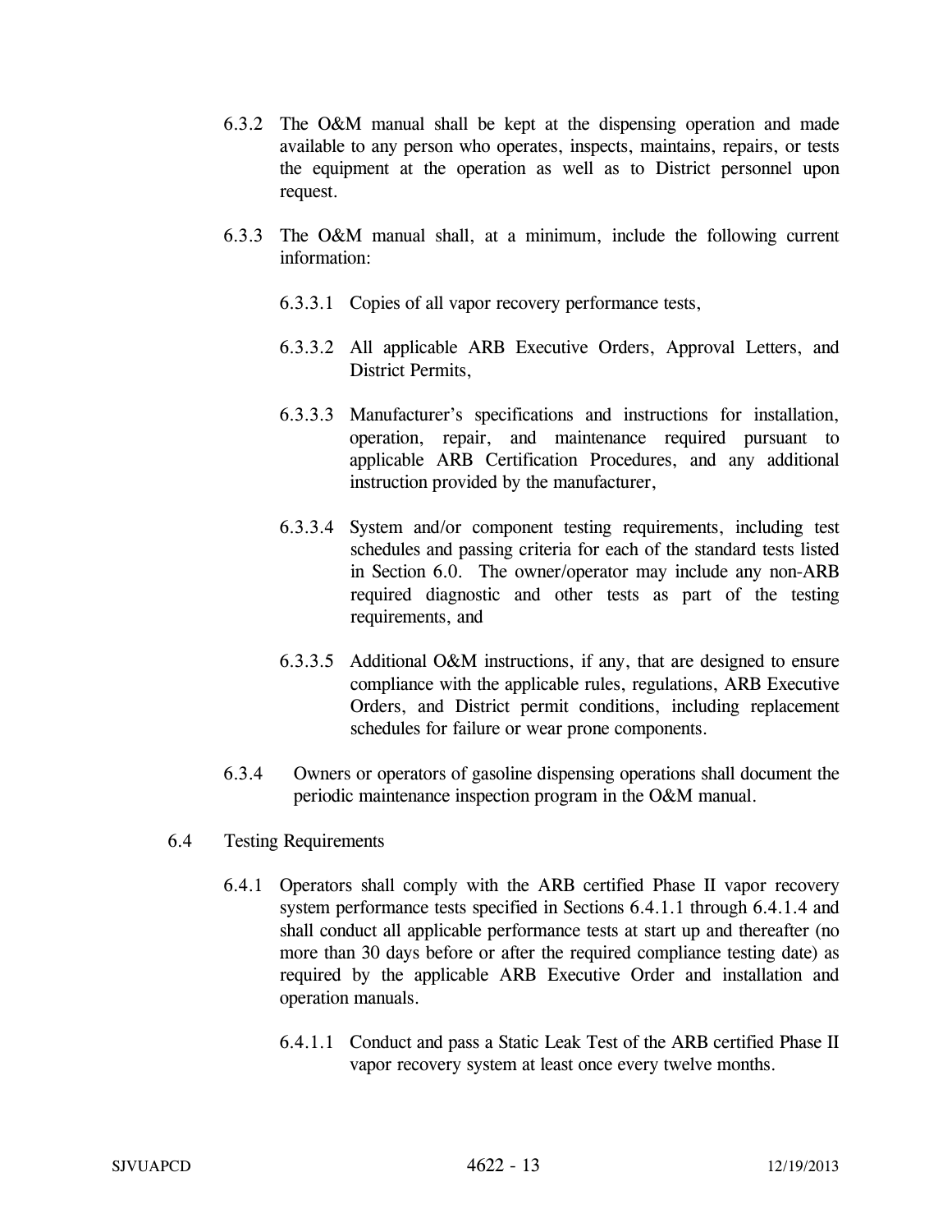6.3.2 The O&M manual shall be kept at the dispensing operation and made available to any person who operates, inspects, maintains, repairs, or tests the equipment at the operation as well as to District personnel upon request.

6.3.3 The O&M manual shall, at a minimum, include the following current information:

6.3.3.1 Copies of all vapor recovery performance tests,

6.3.3.2 All applicable ARB Executive Orders, Approval Letters, and District Permits,

6.3.3.3 Manufacturer's specifications and instructions for installation, operation, repair, and maintenance required pursuant to applicable ARB Certification Procedures, and any additional instruction provided by the manufacturer,

6.3.3.4 System and/or component testing requirements, including test schedules and passing criteria for each of the standard tests listed in Section 6.0. The owner/operator may include any non-ARB required diagnostic and other tests as part of the testing requirements, and

6.3.3.5 Additional O&M instructions, if any, that are designed to ensure compliance with the applicable rules, regulations, ARB Executive Orders, and District permit conditions, including replacement schedules for failure or wear prone components.

6.3.4 Owners or operators of gasoline dispensing operations shall document the periodic maintenance inspection program in the O&M manual.

6.4 Testing Requirements

6.4.1 Operators shall comply with the ARB certified Phase II vapor recovery system performance tests specified in Sections 6.4.1.1 through 6.4.1.4 and shall conduct all applicable performance tests at start up and thereafter (no more than 30 days before or after the required compliance testing date) as required by the applicable ARB Executive Order and installation and operation manuals.

6.4.1.1 Conduct and pass a Static Leak Test of the ARB certified Phase II vapor recovery system at least once every twelve months.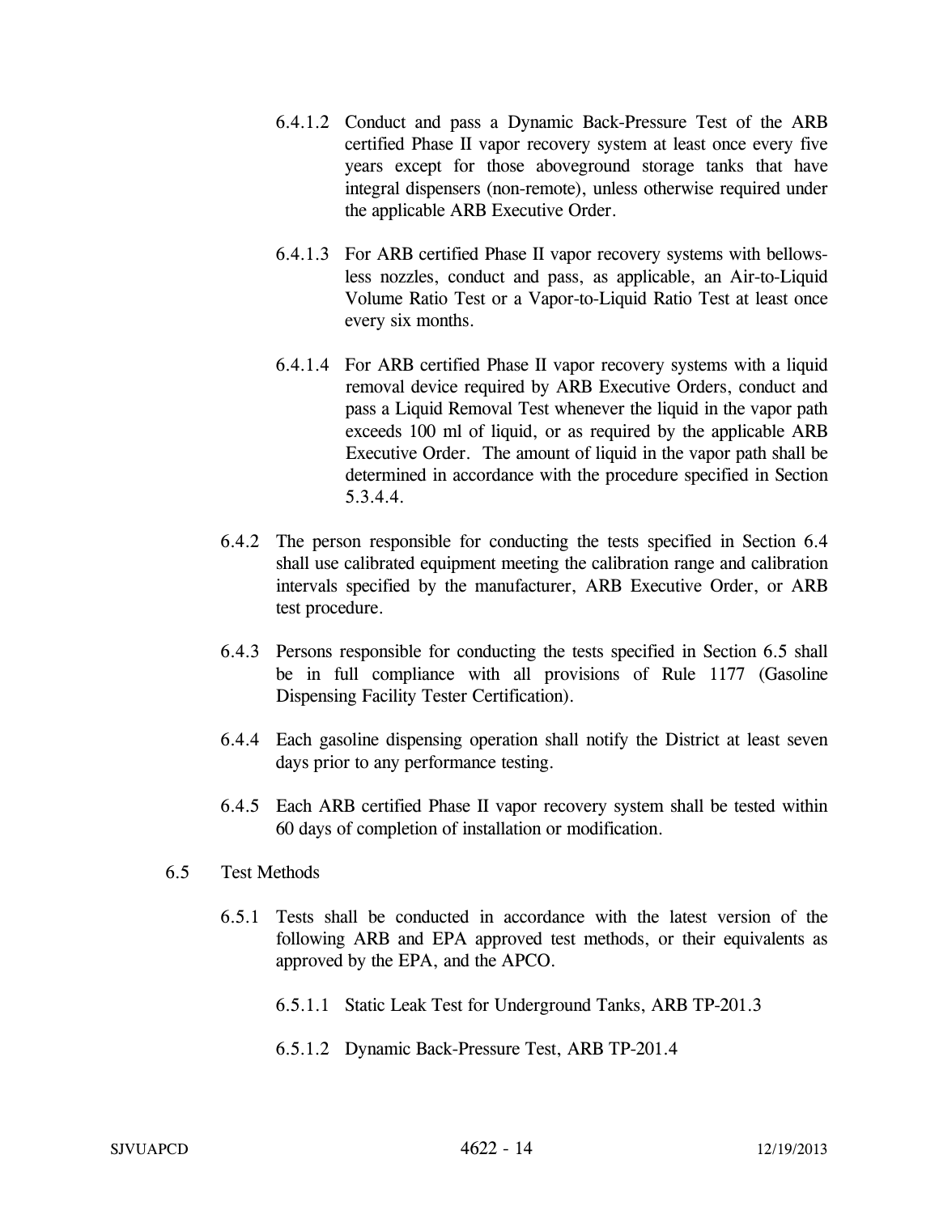6.4.1.2 Conduct and pass a Dynamic Back-Pressure Test of the ARB certified Phase II vapor recovery system at least once every five years except for those aboveground storage tanks that have integral dispensers (non-remote), unless otherwise required under the applicable ARB Executive Order.

6.4.1.3 For ARB certified Phase II vapor recovery systems with bellows-less nozzles, conduct and pass, as applicable, an Air-to-Liquid Volume Ratio Test or a Vapor-to-Liquid Ratio Test at least once every six months.

6.4.1.4 For ARB certified Phase II vapor recovery systems with a liquid removal device required by ARB Executive Orders, conduct and pass a Liquid Removal Test whenever the liquid in the vapor path exceeds 100 ml of liquid, or as required by the applicable ARB Executive Order. The amount of liquid in the vapor path shall be determined in accordance with the procedure specified in Section 5.3.4.4.

6.4.2 The person responsible for conducting the tests specified in Section 6.4 shall use calibrated equipment meeting the calibration range and calibration intervals specified by the manufacturer, ARB Executive Order, or ARB test procedure.

6.4.3 Persons responsible for conducting the tests specified in Section 6.5 shall be in full compliance with all provisions of Rule 1177 (Gasoline Dispensing Facility Tester Certification).

6.4.4 Each gasoline dispensing operation shall notify the District at least seven days prior to any performance testing.

6.4.5 Each ARB certified Phase II vapor recovery system shall be tested within 60 days of completion of installation or modification.

6.5 Test Methods

6.5.1 Tests shall be conducted in accordance with the latest version of the following ARB and EPA approved test methods, or their equivalents as approved by the EPA, and the APCO.

6.5.1.1 Static Leak Test for Underground Tanks, ARB TP-201.3

6.5.1.2 Dynamic Back-Pressure Test, ARB TP-201.4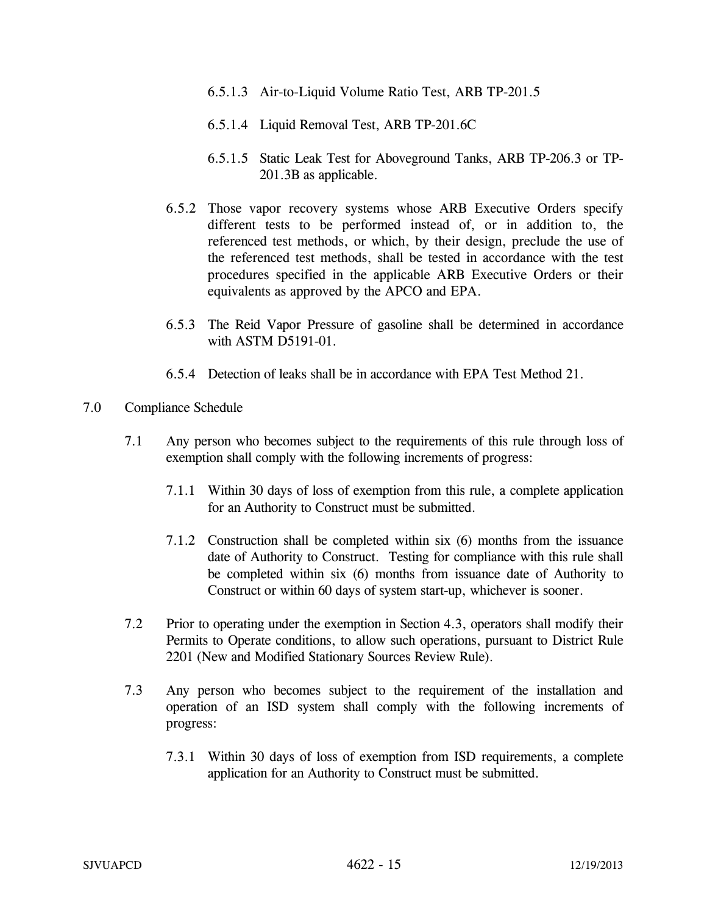6.5.1.3 Air-to-Liquid Volume Ratio Test, ARB TP-201.5

6.5.1.4 Liquid Removal Test, ARB TP-201.6C

6.5.1.5 Static Leak Test for Aboveground Tanks, ARB TP-206.3 or TP-201.3B as applicable.

6.5.2 Those vapor recovery systems whose ARB Executive Orders specify different tests to be performed instead of, or in addition to, the referenced test methods, or which, by their design, preclude the use of the referenced test methods, shall be tested in accordance with the test procedures specified in the applicable ARB Executive Orders or their equivalents as approved by the APCO and EPA.

6.5.3 The Reid Vapor Pressure of gasoline shall be determined in accordance with ASTM D5191-01.

6.5.4 Detection of leaks shall be in accordance with EPA Test Method 21.

## 7.0 Compliance Schedule

7.1 Any person who becomes subject to the requirements of this rule through loss of exemption shall comply with the following increments of progress:

7.1.1 Within 30 days of loss of exemption from this rule, a complete application for an Authority to Construct must be submitted.

7.1.2 Construction shall be completed within six (6) months from the issuance date of Authority to Construct. Testing for compliance with this rule shall be completed within six (6) months from issuance date of Authority to Construct or within 60 days of system start-up, whichever is sooner.

7.2 Prior to operating under the exemption in Section 4.3, operators shall modify their Permits to Operate conditions, to allow such operations, pursuant to District Rule 2201 (New and Modified Stationary Sources Review Rule).

7.3 Any person who becomes subject to the requirement of the installation and operation of an ISD system shall comply with the following increments of progress:

7.3.1 Within 30 days of loss of exemption from ISD requirements, a complete application for an Authority to Construct must be submitted.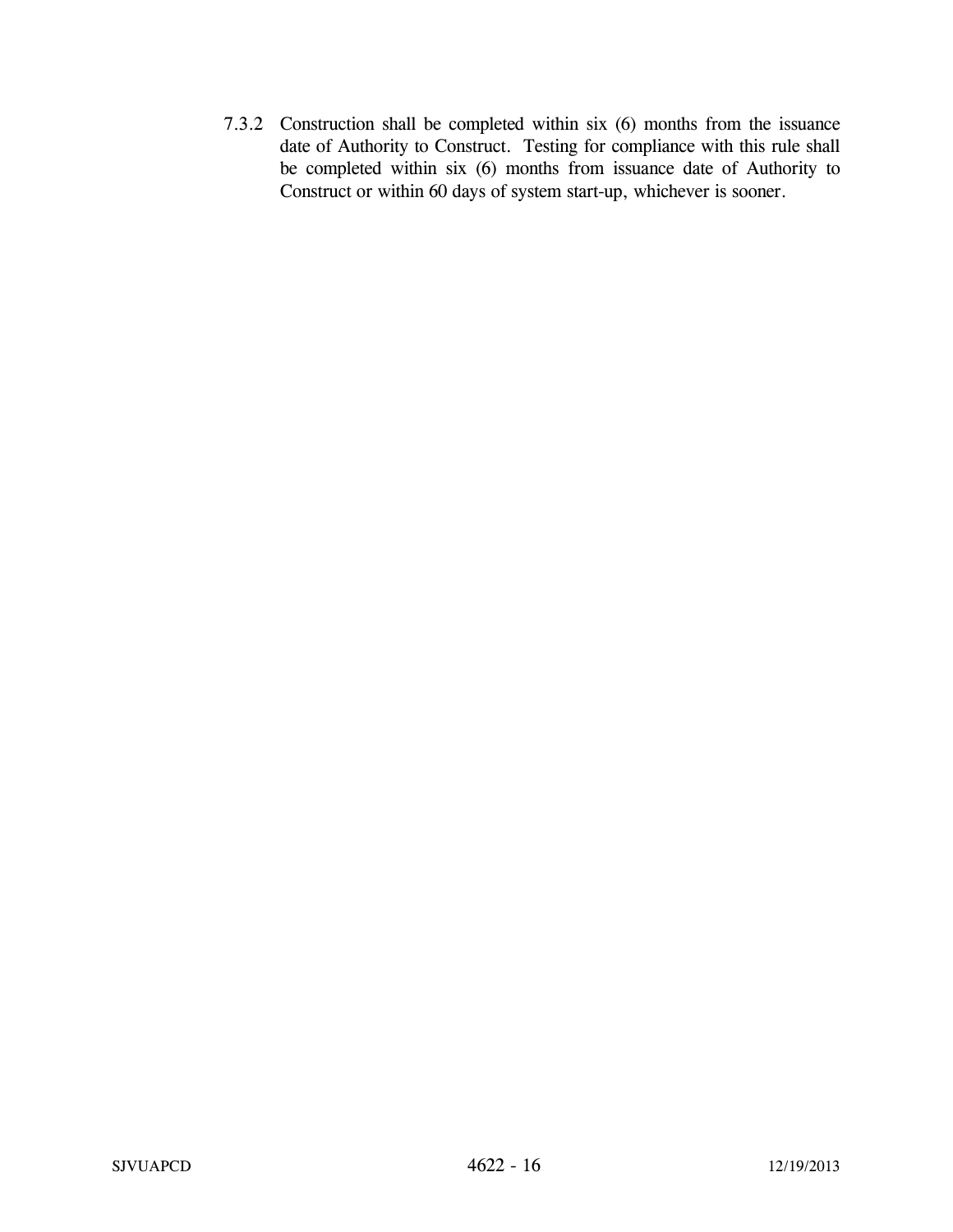7.3.2 Construction shall be completed within six (6) months from the issuance date of Authority to Construct. Testing for compliance with this rule shall be completed within six (6) months from issuance date of Authority to Construct or within 60 days of system start-up, whichever is sooner.